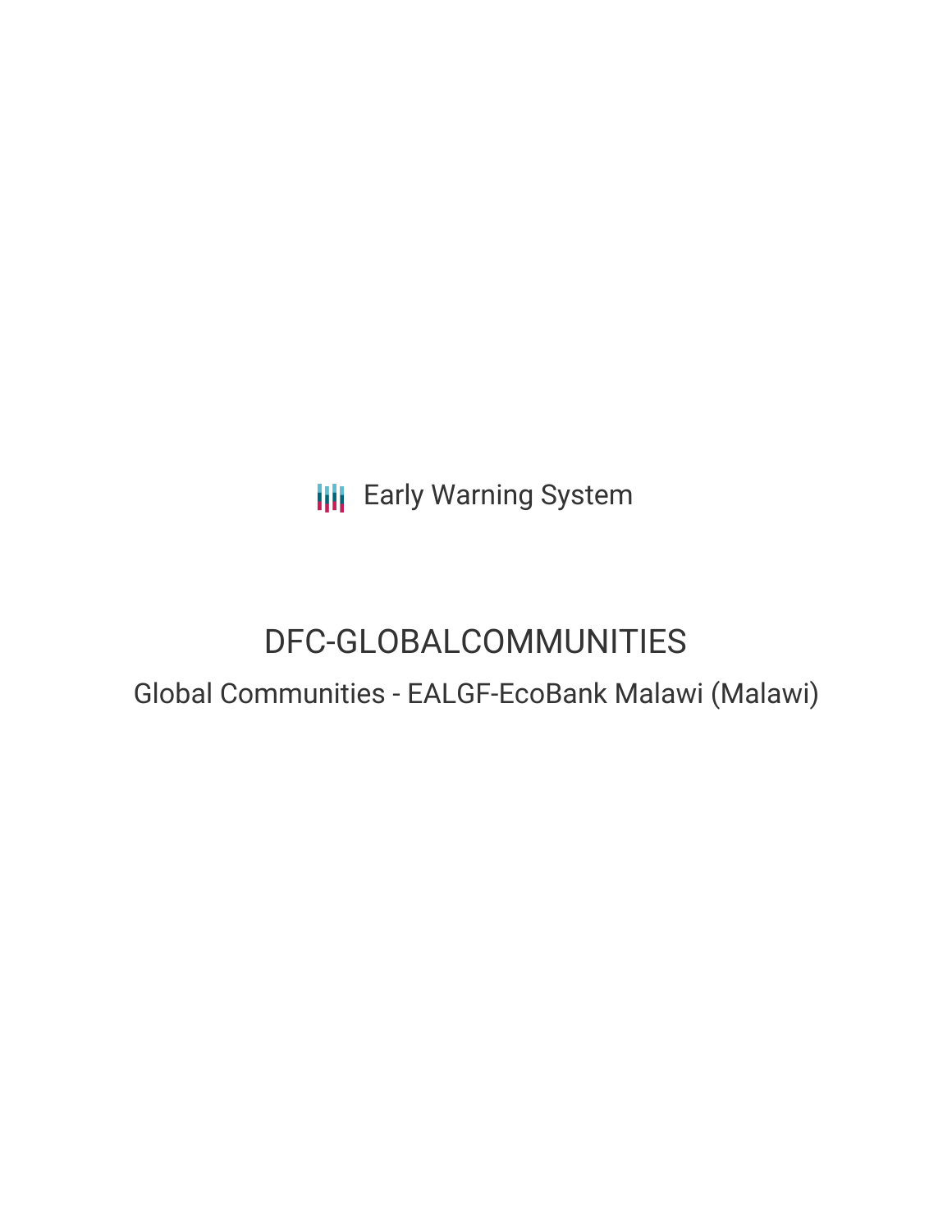Early Warning System

# DFC-GLOBALCOMMUNITIES

## Global Communities - EALGF-EcoBank Malawi (Malawi)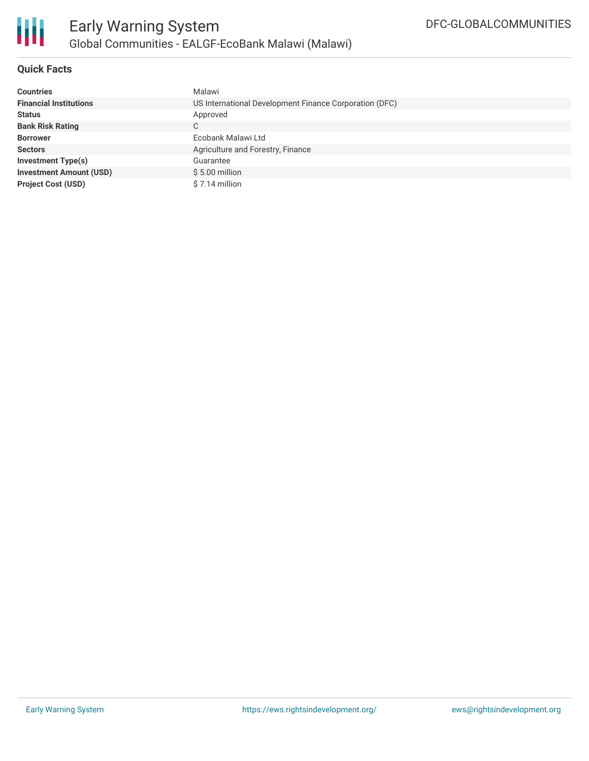## Quick Facts

| | |
|---|---|
| **Countries** | Malawi |
| **Financial Institutions** | US International Development Finance Corporation (DFC) |
| **Status** | Approved |
| **Bank Risk Rating** | C |
| **Borrower** | Ecobank Malawi Ltd |
| **Sectors** | Agriculture and Forestry, Finance |
| **Investment Type(s)** | Guarantee |
| **Investment Amount (USD)** | $ 5.00 million |
| **Project Cost (USD)** | $ 7.14 million |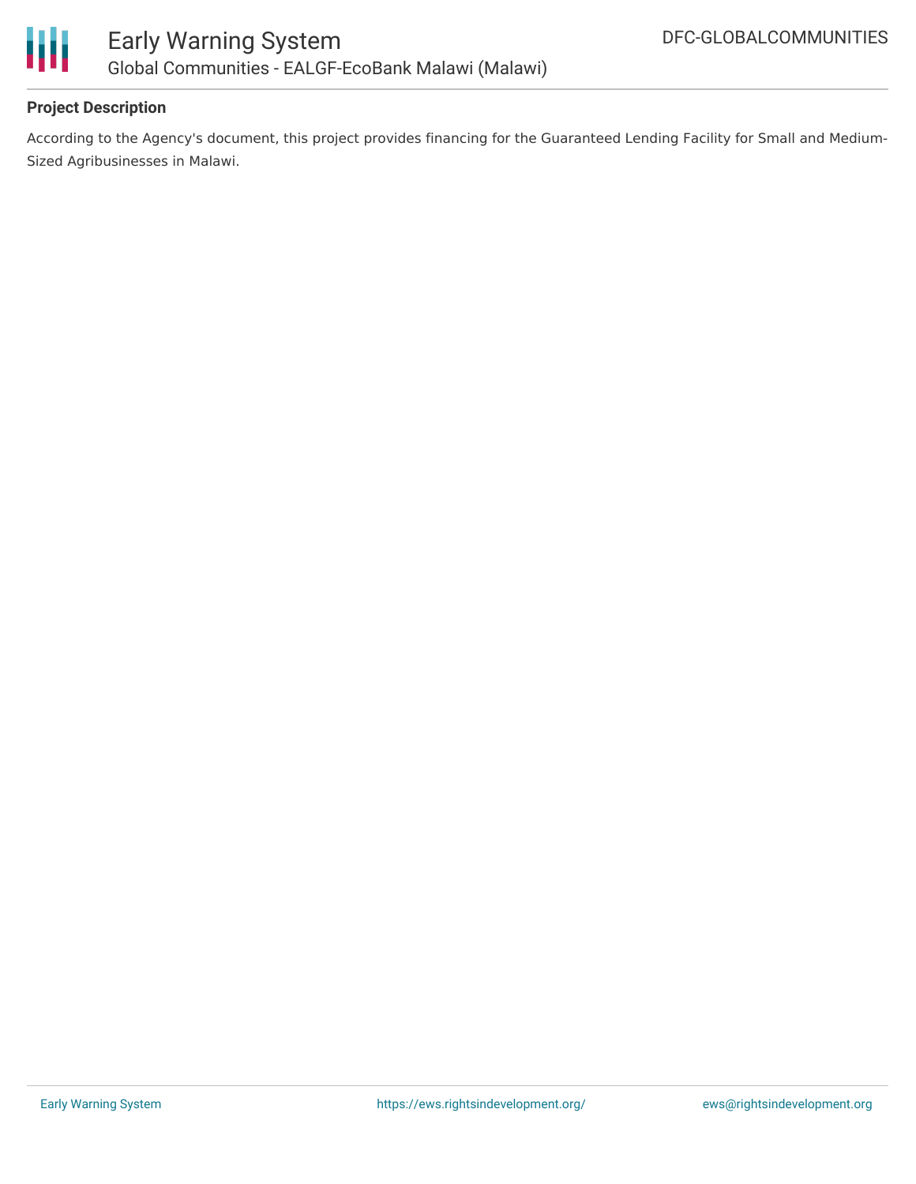## Project Description

According to the Agency's document, this project provides financing for the Guaranteed Lending Facility for Small and Medium-Sized Agribusinesses in Malawi.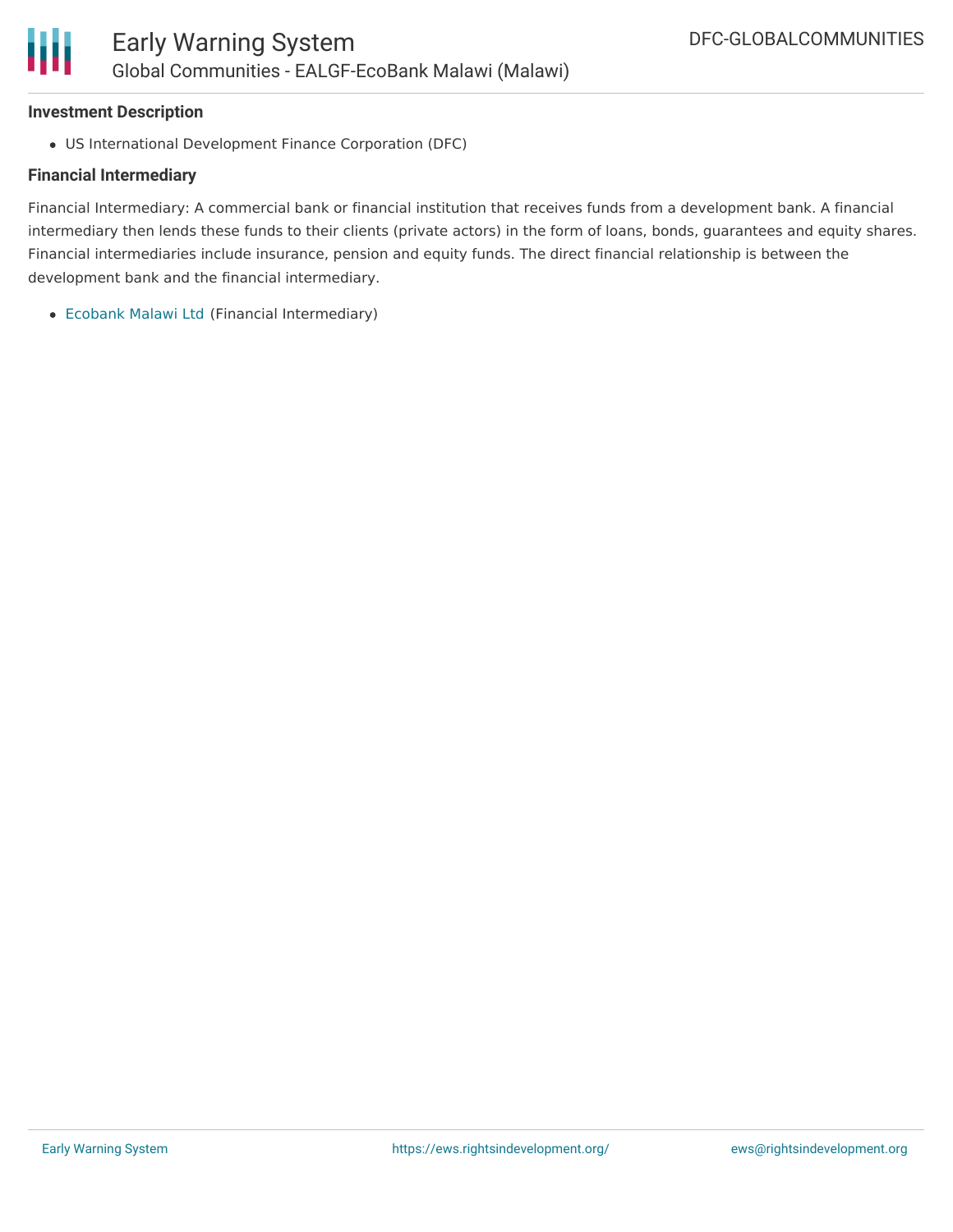### Investment Description

- US International Development Finance Corporation (DFC)

### Financial Intermediary

Financial Intermediary: A commercial bank or financial institution that receives funds from a development bank. A financial intermediary then lends these funds to their clients (private actors) in the form of loans, bonds, guarantees and equity shares. Financial intermediaries include insurance, pension and equity funds. The direct financial relationship is between the development bank and the financial intermediary.

- Ecobank Malawi Ltd (Financial Intermediary)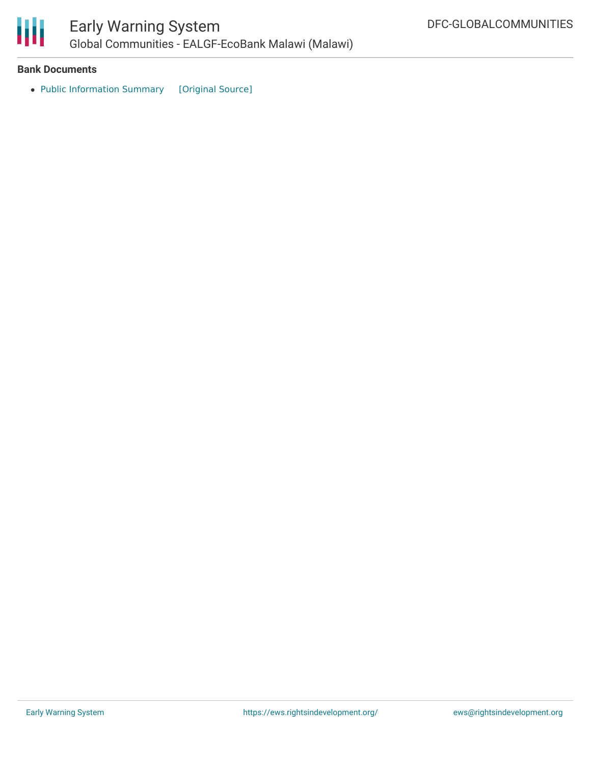**Bank Documents**

- Public Information Summary [Original Source]